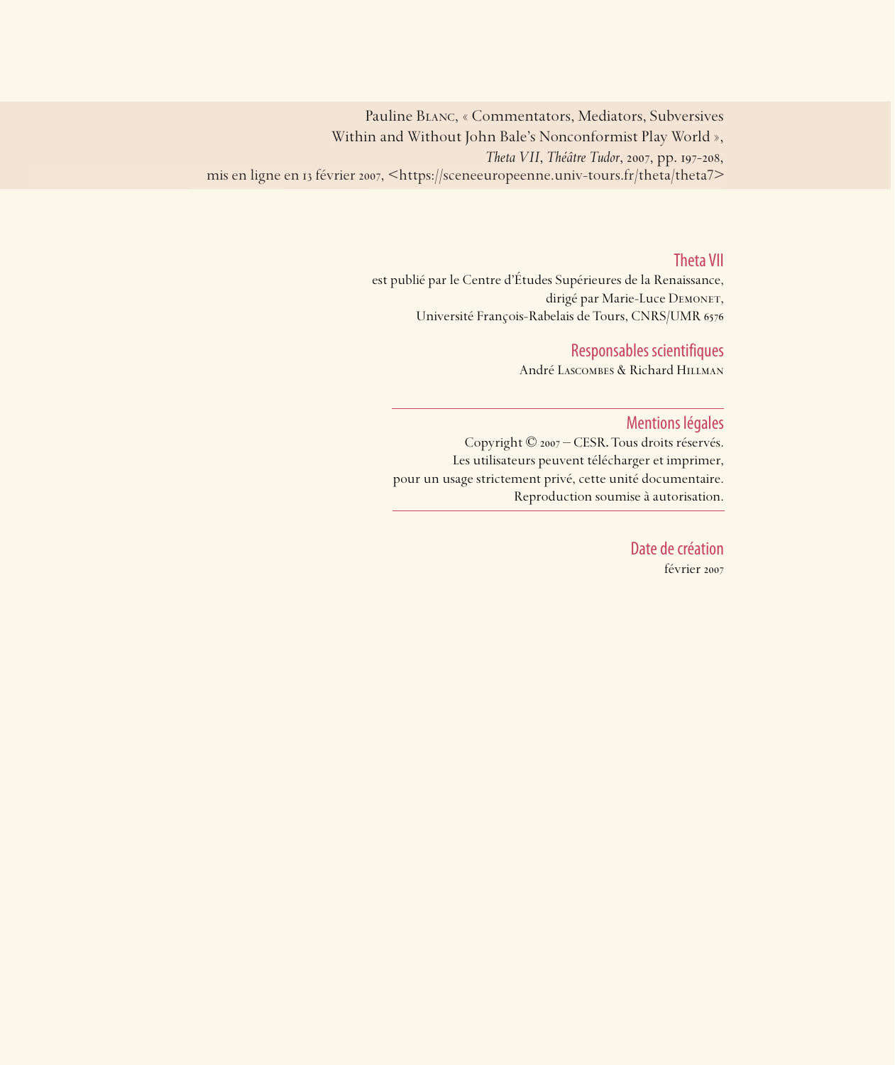Pauline Blanc, « Commentators, Mediators, Subversives Within and Without John Bale's Nonconformist Play World », *Theta VII*, *Théâtre Tudor*, 2007, pp. 197-208, mis en ligne en 13 février 2007, <https://sceneeuropeenne.univ-tours.fr/theta/theta7>

## Theta VII

est publié par le Centre d'Études Supérieures de la Renaissance,
dirigé par Marie-Luce Demonet,
Université François-Rabelais de Tours, CNRS/UMR 6576

## Responsables scientifiques

André Lascombes & Richard Hillman

---

## Mentions légales

Copyright © 2007 – CESR. Tous droits réservés.
Les utilisateurs peuvent télécharger et imprimer,
pour un usage strictement privé, cette unité documentaire.
Reproduction soumise à autorisation.

---

## Date de création

février 2007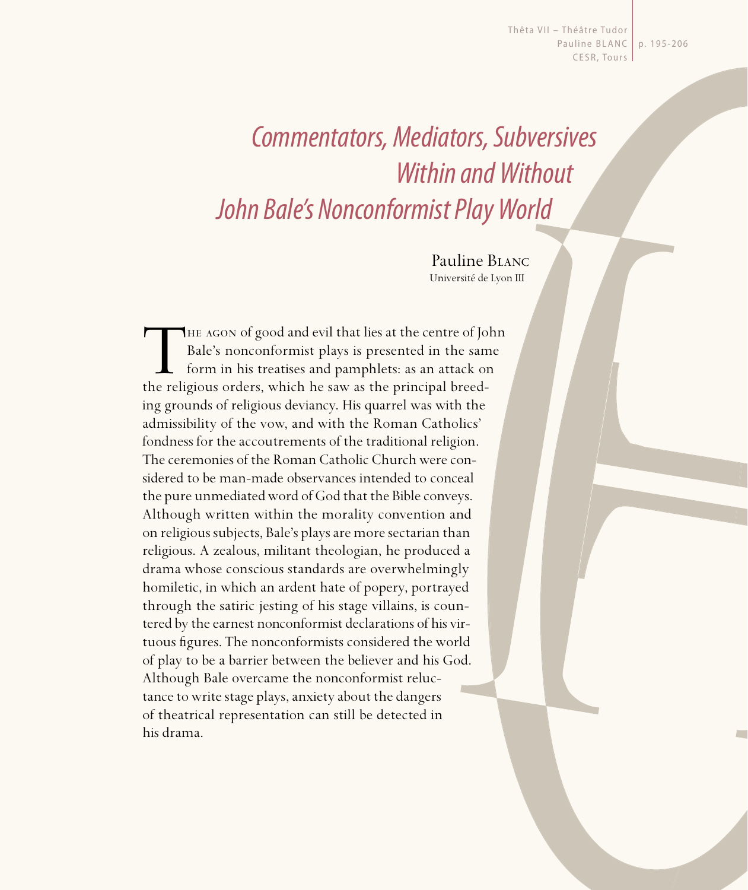# *Commentators, Mediators, Subversives Within and Without John Bale's Nonconformist Play World*

Pauline Blanc
Université de Lyon III

The agon of good and evil that lies at the centre of John Bale's nonconformist plays is presented in the same form in his treatises and pamphlets: as an attack on the religious orders, which he saw as the principal breeding grounds of religious deviancy. His quarrel was with the admissibility of the vow, and with the Roman Catholics' fondness for the accoutrements of the traditional religion. The ceremonies of the Roman Catholic Church were considered to be man-made observances intended to conceal the pure unmediated word of God that the Bible conveys. Although written within the morality convention and on religious subjects, Bale's plays are more sectarian than religious. A zealous, militant theologian, he produced a drama whose conscious standards are overwhelmingly homiletic, in which an ardent hate of popery, portrayed through the satiric jesting of his stage villains, is countered by the earnest nonconformist declarations of his virtuous figures. The nonconformists considered the world of play to be a barrier between the believer and his God. Although Bale overcame the nonconformist reluctance to write stage plays, anxiety about the dangers of theatrical representation can still be detected in his drama.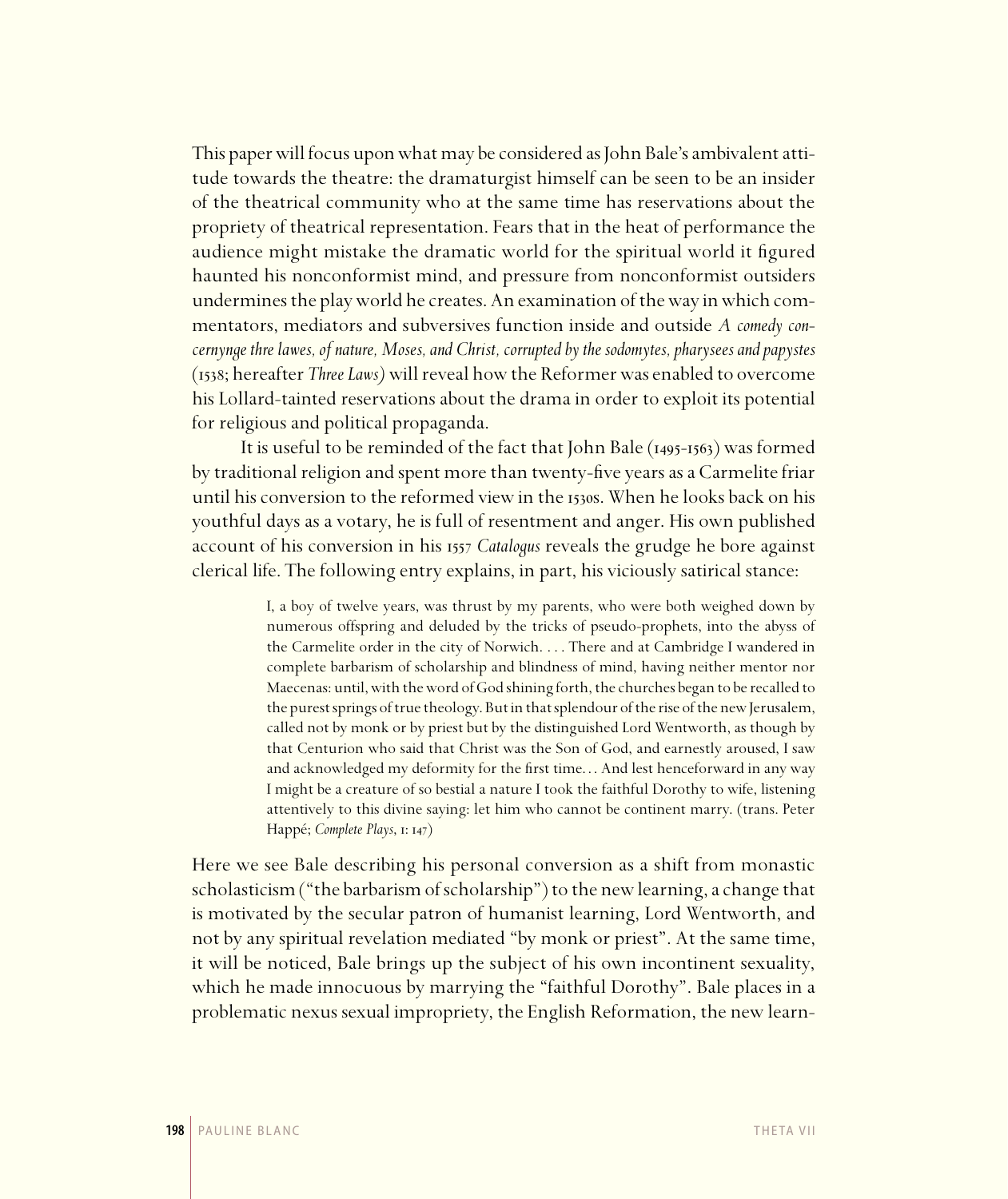This paper will focus upon what may be considered as John Bale's ambivalent attitude towards the theatre: the dramaturgist himself can be seen to be an insider of the theatrical community who at the same time has reservations about the propriety of theatrical representation. Fears that in the heat of performance the audience might mistake the dramatic world for the spiritual world it figured haunted his nonconformist mind, and pressure from nonconformist outsiders undermines the play world he creates. An examination of the way in which commentators, mediators and subversives function inside and outside *A comedy concernynge thre lawes, of nature, Moses, and Christ, corrupted by the sodomytes, pharysees and papystes* (1538; hereafter *Three Laws*) will reveal how the Reformer was enabled to overcome his Lollard-tainted reservations about the drama in order to exploit its potential for religious and political propaganda.

It is useful to be reminded of the fact that John Bale (1495-1563) was formed by traditional religion and spent more than twenty-five years as a Carmelite friar until his conversion to the reformed view in the 1530s. When he looks back on his youthful days as a votary, he is full of resentment and anger. His own published account of his conversion in his 1557 *Catalogus* reveals the grudge he bore against clerical life. The following entry explains, in part, his viciously satirical stance:

> I, a boy of twelve years, was thrust by my parents, who were both weighed down by numerous offspring and deluded by the tricks of pseudo-prophets, into the abyss of the Carmelite order in the city of Norwich. . . . There and at Cambridge I wandered in complete barbarism of scholarship and blindness of mind, having neither mentor nor Maecenas: until, with the word of God shining forth, the churches began to be recalled to the purest springs of true theology. But in that splendour of the rise of the new Jerusalem, called not by monk or by priest but by the distinguished Lord Wentworth, as though by that Centurion who said that Christ was the Son of God, and earnestly aroused, I saw and acknowledged my deformity for the first time. . . And lest henceforward in any way I might be a creature of so bestial a nature I took the faithful Dorothy to wife, listening attentively to this divine saying: let him who cannot be continent marry. (trans. Peter Happé; *Complete Plays*, 1: 147)

Here we see Bale describing his personal conversion as a shift from monastic scholasticism ("the barbarism of scholarship") to the new learning, a change that is motivated by the secular patron of humanist learning, Lord Wentworth, and not by any spiritual revelation mediated "by monk or priest". At the same time, it will be noticed, Bale brings up the subject of his own incontinent sexuality, which he made innocuous by marrying the "faithful Dorothy". Bale places in a problematic nexus sexual impropriety, the English Reformation, the new learn-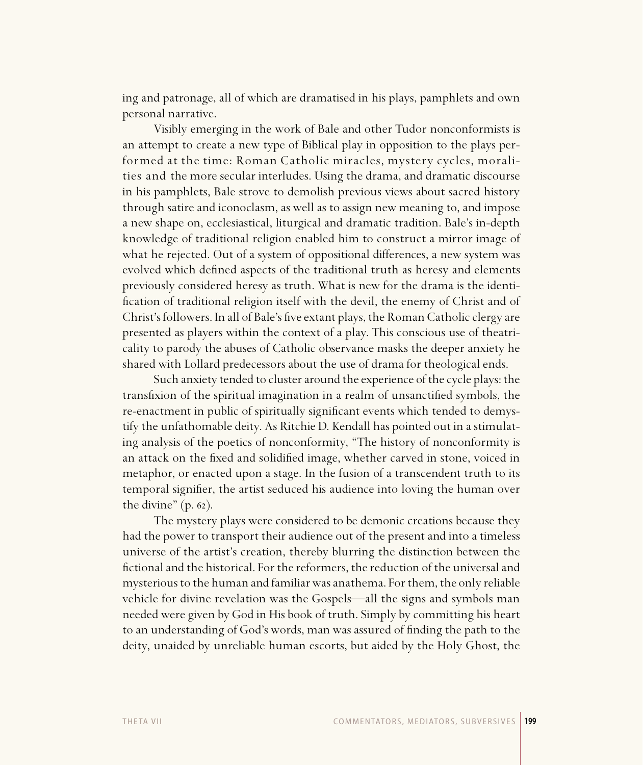ing and patronage, all of which are dramatised in his plays, pamphlets and own personal narrative.

Visibly emerging in the work of Bale and other Tudor nonconformists is an attempt to create a new type of Biblical play in opposition to the plays performed at the time: Roman Catholic miracles, mystery cycles, moralities and the more secular interludes. Using the drama, and dramatic discourse in his pamphlets, Bale strove to demolish previous views about sacred history through satire and iconoclasm, as well as to assign new meaning to, and impose a new shape on, ecclesiastical, liturgical and dramatic tradition. Bale's in-depth knowledge of traditional religion enabled him to construct a mirror image of what he rejected. Out of a system of oppositional differences, a new system was evolved which defined aspects of the traditional truth as heresy and elements previously considered heresy as truth. What is new for the drama is the identification of traditional religion itself with the devil, the enemy of Christ and of Christ's followers. In all of Bale's five extant plays, the Roman Catholic clergy are presented as players within the context of a play. This conscious use of theatricality to parody the abuses of Catholic observance masks the deeper anxiety he shared with Lollard predecessors about the use of drama for theological ends.

Such anxiety tended to cluster around the experience of the cycle plays: the transfixion of the spiritual imagination in a realm of unsanctified symbols, the re-enactment in public of spiritually significant events which tended to demystify the unfathomable deity. As Ritchie D. Kendall has pointed out in a stimulating analysis of the poetics of nonconformity, "The history of nonconformity is an attack on the fixed and solidified image, whether carved in stone, voiced in metaphor, or enacted upon a stage. In the fusion of a transcendent truth to its temporal signifier, the artist seduced his audience into loving the human over the divine" (p. 62).

The mystery plays were considered to be demonic creations because they had the power to transport their audience out of the present and into a timeless universe of the artist's creation, thereby blurring the distinction between the fictional and the historical. For the reformers, the reduction of the universal and mysterious to the human and familiar was anathema. For them, the only reliable vehicle for divine revelation was the Gospels—all the signs and symbols man needed were given by God in His book of truth. Simply by committing his heart to an understanding of God's words, man was assured of finding the path to the deity, unaided by unreliable human escorts, but aided by the Holy Ghost, the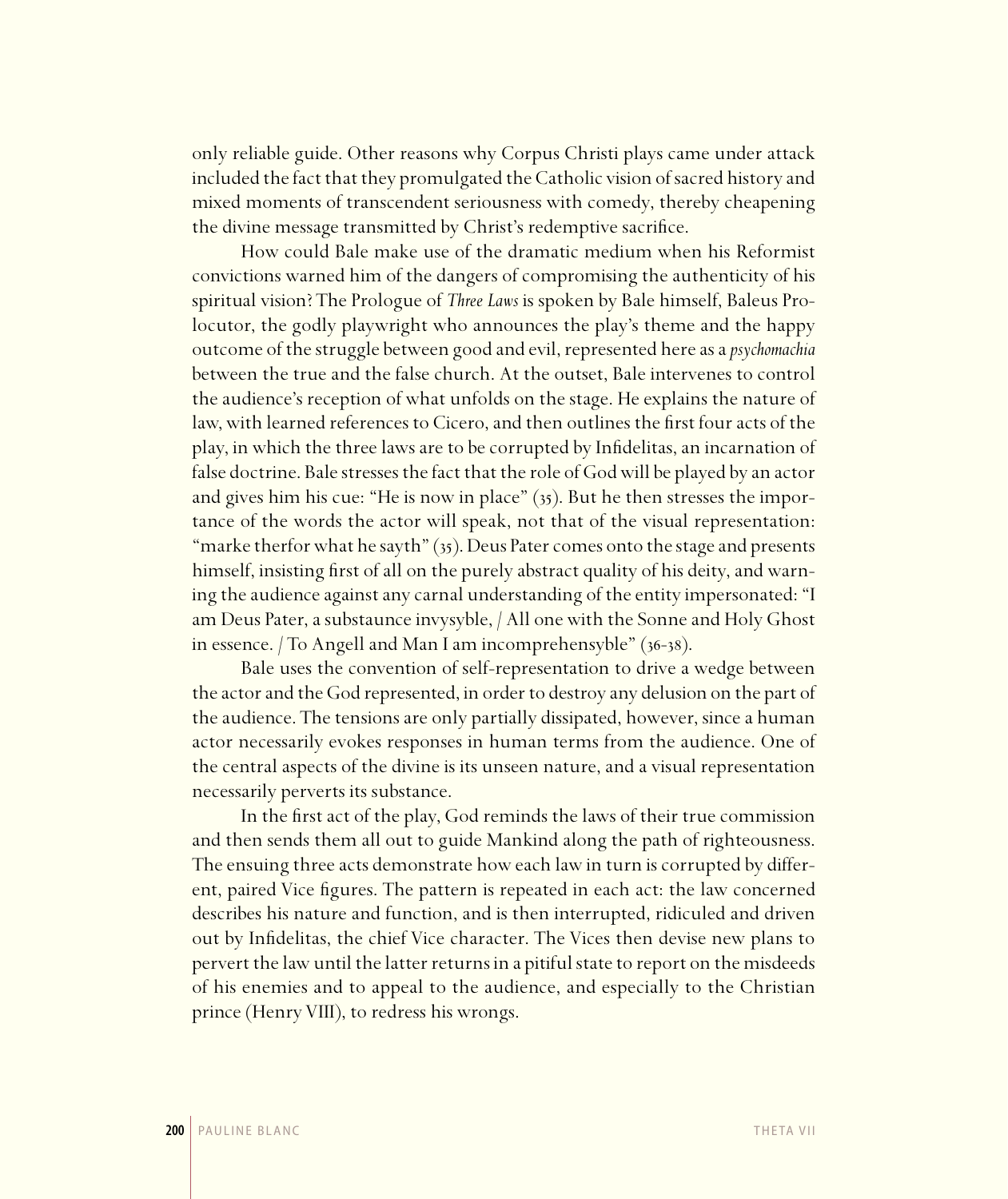only reliable guide. Other reasons why Corpus Christi plays came under attack included the fact that they promulgated the Catholic vision of sacred history and mixed moments of transcendent seriousness with comedy, thereby cheapening the divine message transmitted by Christ's redemptive sacrifice.

How could Bale make use of the dramatic medium when his Reformist convictions warned him of the dangers of compromising the authenticity of his spiritual vision? The Prologue of *Three Laws* is spoken by Bale himself, Baleus Prolocutor, the godly playwright who announces the play's theme and the happy outcome of the struggle between good and evil, represented here as a *psychomachia* between the true and the false church. At the outset, Bale intervenes to control the audience's reception of what unfolds on the stage. He explains the nature of law, with learned references to Cicero, and then outlines the first four acts of the play, in which the three laws are to be corrupted by Infidelitas, an incarnation of false doctrine. Bale stresses the fact that the role of God will be played by an actor and gives him his cue: "He is now in place" (35). But he then stresses the importance of the words the actor will speak, not that of the visual representation: "marke therfor what he sayth" (35). Deus Pater comes onto the stage and presents himself, insisting first of all on the purely abstract quality of his deity, and warning the audience against any carnal understanding of the entity impersonated: "I am Deus Pater, a substaunce invysyble, / All one with the Sonne and Holy Ghost in essence. / To Angell and Man I am incomprehensyble" (36-38).

Bale uses the convention of self-representation to drive a wedge between the actor and the God represented, in order to destroy any delusion on the part of the audience. The tensions are only partially dissipated, however, since a human actor necessarily evokes responses in human terms from the audience. One of the central aspects of the divine is its unseen nature, and a visual representation necessarily perverts its substance.

In the first act of the play, God reminds the laws of their true commission and then sends them all out to guide Mankind along the path of righteousness. The ensuing three acts demonstrate how each law in turn is corrupted by different, paired Vice figures. The pattern is repeated in each act: the law concerned describes his nature and function, and is then interrupted, ridiculed and driven out by Infidelitas, the chief Vice character. The Vices then devise new plans to pervert the law until the latter returns in a pitiful state to report on the misdeeds of his enemies and to appeal to the audience, and especially to the Christian prince (Henry VIII), to redress his wrongs.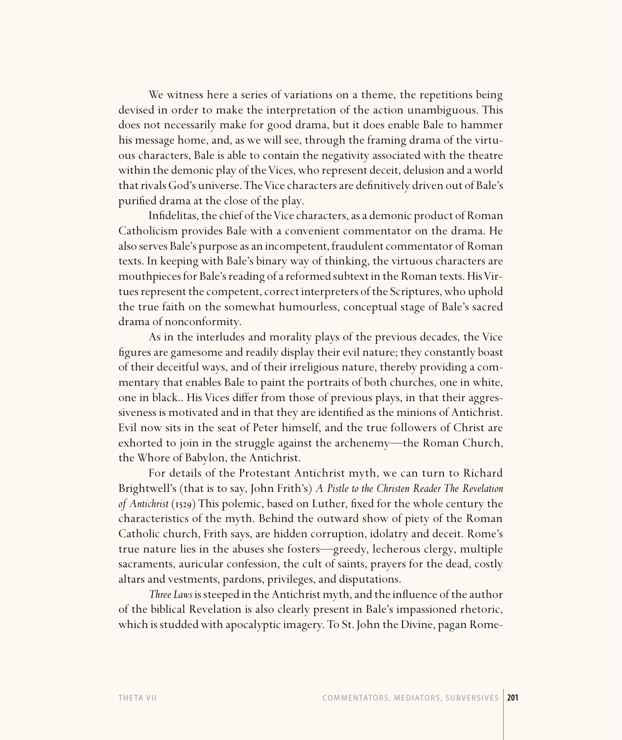We witness here a series of variations on a theme, the repetitions being devised in order to make the interpretation of the action unambiguous. This does not necessarily make for good drama, but it does enable Bale to hammer his message home, and, as we will see, through the framing drama of the virtuous characters, Bale is able to contain the negativity associated with the theatre within the demonic play of the Vices, who represent deceit, delusion and a world that rivals God's universe. The Vice characters are definitively driven out of Bale's purified drama at the close of the play.

Infidelitas, the chief of the Vice characters, as a demonic product of Roman Catholicism provides Bale with a convenient commentator on the drama. He also serves Bale's purpose as an incompetent, fraudulent commentator of Roman texts. In keeping with Bale's binary way of thinking, the virtuous characters are mouthpieces for Bale's reading of a reformed subtext in the Roman texts. His Virtues represent the competent, correct interpreters of the Scriptures, who uphold the true faith on the somewhat humourless, conceptual stage of Bale's sacred drama of nonconformity.

As in the interludes and morality plays of the previous decades, the Vice figures are gamesome and readily display their evil nature; they constantly boast of their deceitful ways, and of their irreligious nature, thereby providing a commentary that enables Bale to paint the portraits of both churches, one in white, one in black.. His Vices differ from those of previous plays, in that their aggressiveness is motivated and in that they are identified as the minions of Antichrist. Evil now sits in the seat of Peter himself, and the true followers of Christ are exhorted to join in the struggle against the archenemy—the Roman Church, the Whore of Babylon, the Antichrist.

For details of the Protestant Antichrist myth, we can turn to Richard Brightwell's (that is to say, John Frith's) *A Pistle to the Christen Reader The Revelation of Antichrist* (1529) This polemic, based on Luther, fixed for the whole century the characteristics of the myth. Behind the outward show of piety of the Roman Catholic church, Frith says, are hidden corruption, idolatry and deceit. Rome's true nature lies in the abuses she fosters—greedy, lecherous clergy, multiple sacraments, auricular confession, the cult of saints, prayers for the dead, costly altars and vestments, pardons, privileges, and disputations.

*Three Laws* is steeped in the Antichrist myth, and the influence of the author of the biblical Revelation is also clearly present in Bale's impassioned rhetoric, which is studded with apocalyptic imagery. To St. John the Divine, pagan Rome-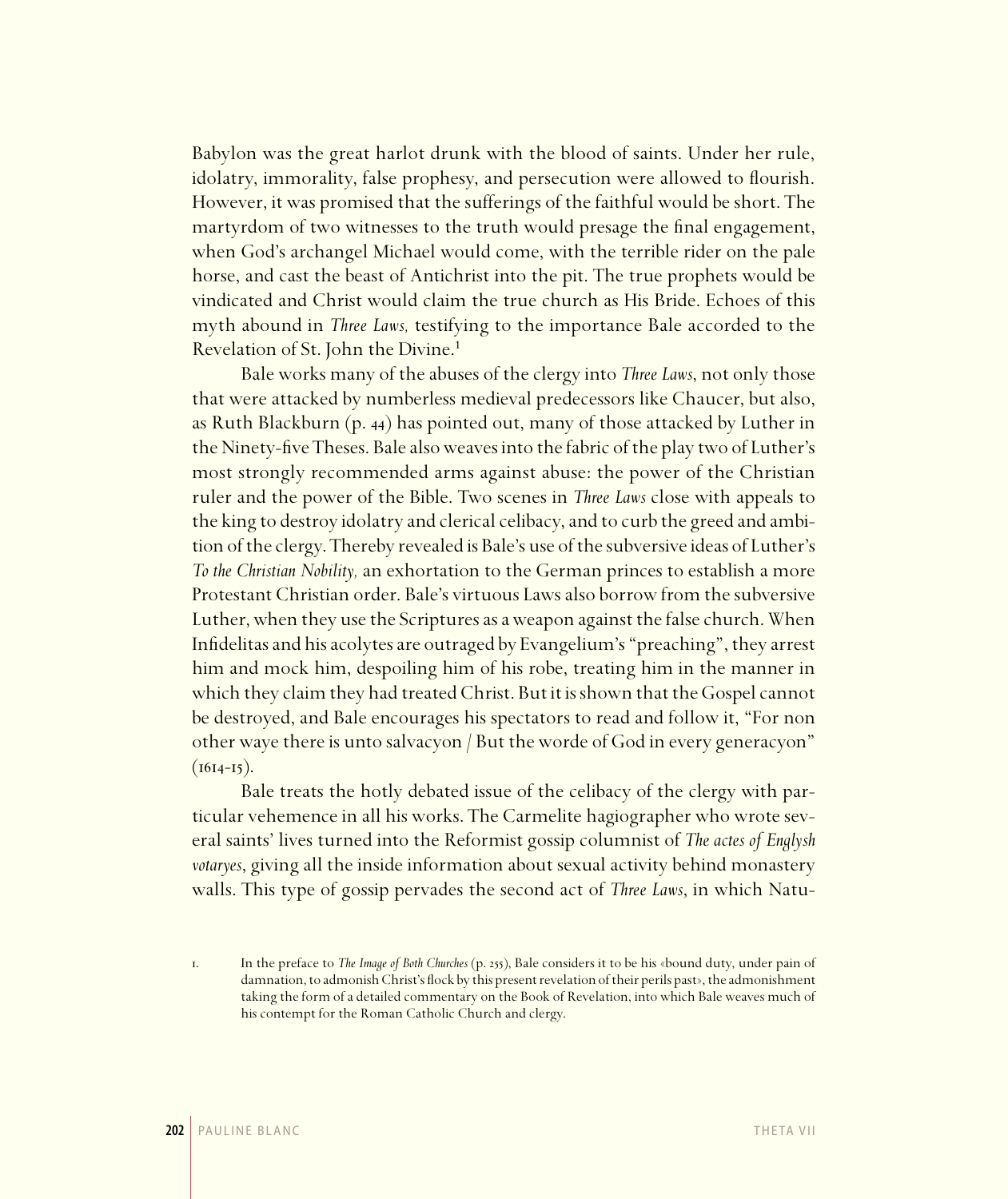Babylon was the great harlot drunk with the blood of saints. Under her rule, idolatry, immorality, false prophesy, and persecution were allowed to flourish. However, it was promised that the sufferings of the faithful would be short. The martyrdom of two witnesses to the truth would presage the final engagement, when God's archangel Michael would come, with the terrible rider on the pale horse, and cast the beast of Antichrist into the pit. The true prophets would be vindicated and Christ would claim the true church as His Bride. Echoes of this myth abound in *Three Laws,* testifying to the importance Bale accorded to the Revelation of St. John the Divine.[1]

Bale works many of the abuses of the clergy into *Three Laws*, not only those that were attacked by numberless medieval predecessors like Chaucer, but also, as Ruth Blackburn (p. 44) has pointed out, many of those attacked by Luther in the Ninety-five Theses. Bale also weaves into the fabric of the play two of Luther's most strongly recommended arms against abuse: the power of the Christian ruler and the power of the Bible. Two scenes in *Three Laws* close with appeals to the king to destroy idolatry and clerical celibacy, and to curb the greed and ambition of the clergy. Thereby revealed is Bale's use of the subversive ideas of Luther's *To the Christian Nobility,* an exhortation to the German princes to establish a more Protestant Christian order. Bale's virtuous Laws also borrow from the subversive Luther, when they use the Scriptures as a weapon against the false church. When Infidelitas and his acolytes are outraged by Evangelium's "preaching", they arrest him and mock him, despoiling him of his robe, treating him in the manner in which they claim they had treated Christ. But it is shown that the Gospel cannot be destroyed, and Bale encourages his spectators to read and follow it, "For non other waye there is unto salvacyon / But the worde of God in every generacyon" (1614-15).

Bale treats the hotly debated issue of the celibacy of the clergy with particular vehemence in all his works. The Carmelite hagiographer who wrote several saints' lives turned into the Reformist gossip columnist of *The actes of Englysh votaryes*, giving all the inside information about sexual activity behind monastery walls. This type of gossip pervades the second act of *Three Laws*, in which Natu-

1. In the preface to *The Image of Both Churches* (p. 255), Bale considers it to be his «bound duty, under pain of damnation, to admonish Christ's flock by this present revelation of their perils past», the admonishment taking the form of a detailed commentary on the Book of Revelation, into which Bale weaves much of his contempt for the Roman Catholic Church and clergy.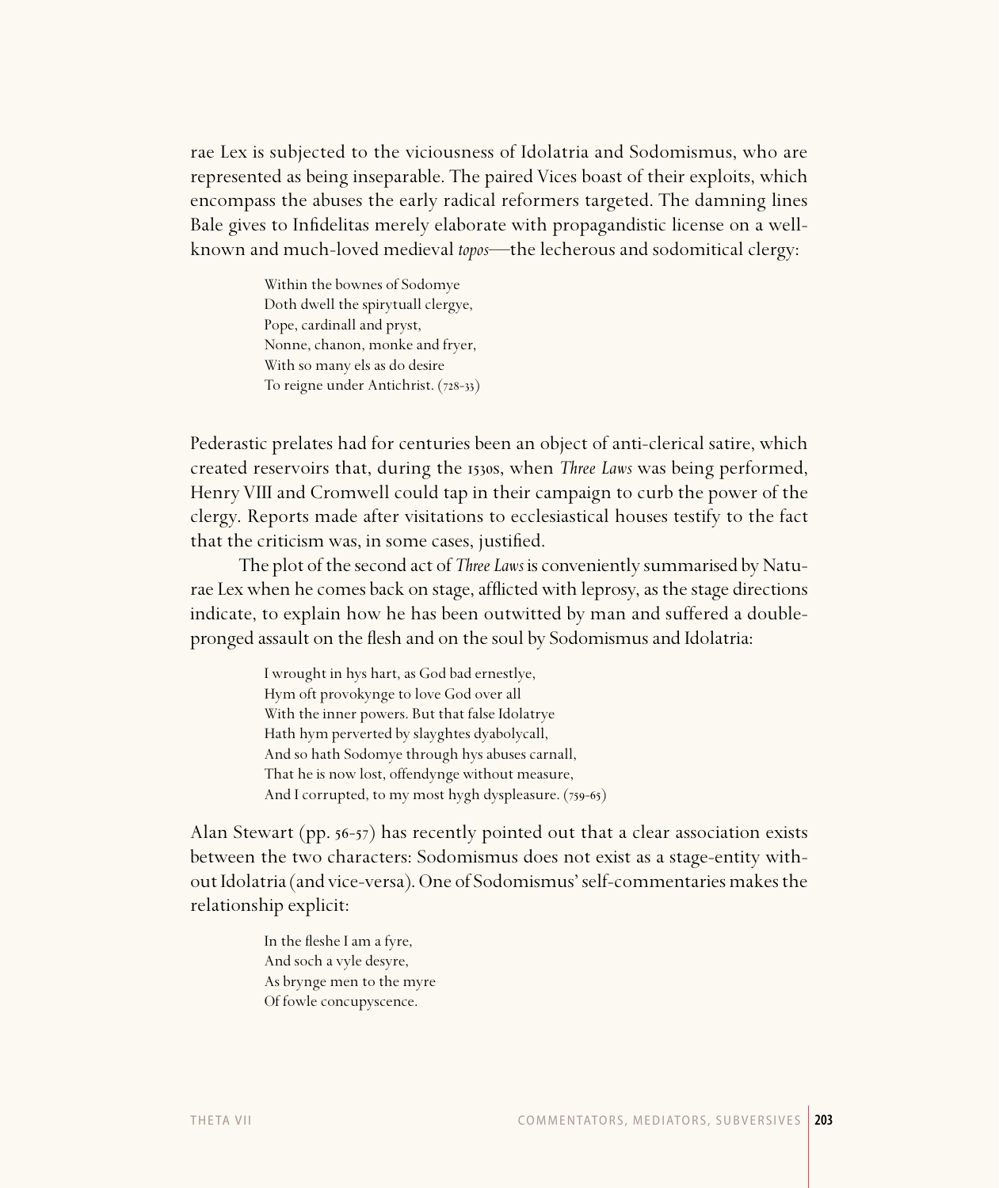rae Lex is subjected to the viciousness of Idolatria and Sodomismus, who are represented as being inseparable. The paired Vices boast of their exploits, which encompass the abuses the early radical reformers targeted. The damning lines Bale gives to Infidelitas merely elaborate with propagandistic license on a well-known and much-loved medieval *topos*—the lecherous and sodomitical clergy:

> Within the bownes of Sodomye  
> Doth dwell the spirytuall clergye,  
> Pope, cardinall and pryst,  
> Nonne, chanon, monke and fryer,  
> With so many els as do desire  
> To reigne under Antichrist. (728-33)

Pederastic prelates had for centuries been an object of anti-clerical satire, which created reservoirs that, during the 1530s, when *Three Laws* was being performed, Henry VIII and Cromwell could tap in their campaign to curb the power of the clergy. Reports made after visitations to ecclesiastical houses testify to the fact that the criticism was, in some cases, justified.

The plot of the second act of *Three Laws* is conveniently summarised by Naturae Lex when he comes back on stage, afflicted with leprosy, as the stage directions indicate, to explain how he has been outwitted by man and suffered a double-pronged assault on the flesh and on the soul by Sodomismus and Idolatria:

> I wrought in hys hart, as God bad ernestlye,  
> Hym oft provokynge to love God over all  
> With the inner powers. But that false Idolatrye  
> Hath hym perverted by slayghtes dyabolycall,  
> And so hath Sodomye through hys abuses carnall,  
> That he is now lost, offendynge without measure,  
> And I corrupted, to my most hygh dyspleasure. (759-65)

Alan Stewart (pp. 56-57) has recently pointed out that a clear association exists between the two characters: Sodomismus does not exist as a stage-entity without Idolatria (and vice-versa). One of Sodomismus' self-commentaries makes the relationship explicit:

> In the fleshe I am a fyre,  
> And soch a vyle desyre,  
> As brynge men to the myre  
> Of fowle concupyscence.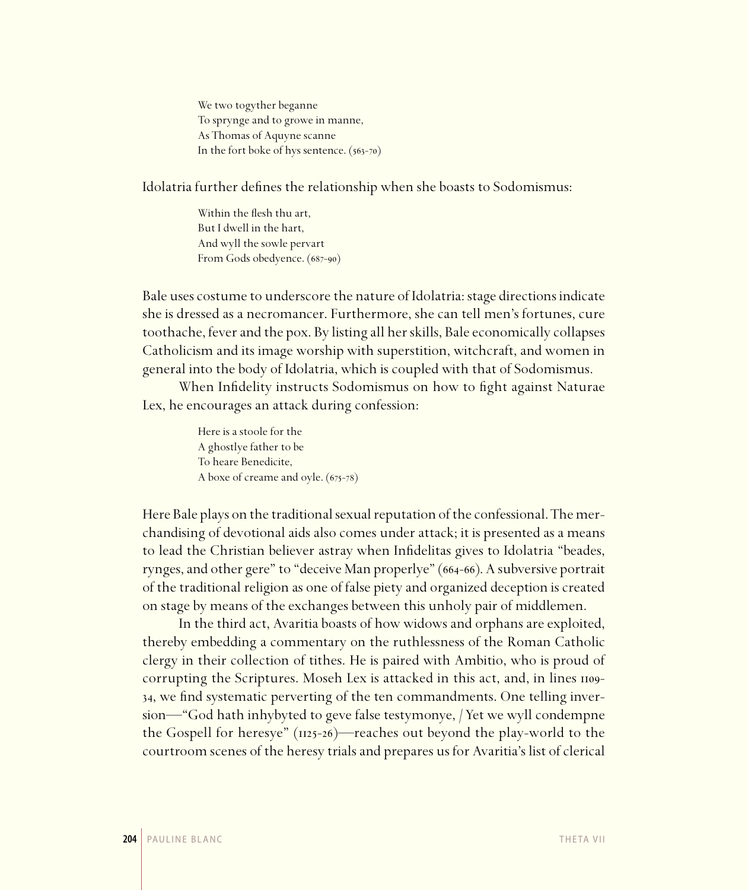> We two togyther beganne
> To sprynge and to growe in manne,
> As Thomas of Aquyne scanne
> In the fort boke of hys sentence. (563-70)

Idolatria further defines the relationship when she boasts to Sodomismus:

> Within the flesh thu art,
> But I dwell in the hart,
> And wyll the sowle pervart
> From Gods obedyence. (687-90)

Bale uses costume to underscore the nature of Idolatria: stage directions indicate she is dressed as a necromancer. Furthermore, she can tell men's fortunes, cure toothache, fever and the pox. By listing all her skills, Bale economically collapses Catholicism and its image worship with superstition, witchcraft, and women in general into the body of Idolatria, which is coupled with that of Sodomismus.

When Infidelity instructs Sodomismus on how to fight against Naturae Lex, he encourages an attack during confession:

> Here is a stoole for the
> A ghostlye father to be
> To heare Benedicite,
> A boxe of creame and oyle. (675-78)

Here Bale plays on the traditional sexual reputation of the confessional. The merchandising of devotional aids also comes under attack; it is presented as a means to lead the Christian believer astray when Infidelitas gives to Idolatria "beades, rynges, and other gere" to "deceive Man properlye" (664-66). A subversive portrait of the traditional religion as one of false piety and organized deception is created on stage by means of the exchanges between this unholy pair of middlemen.

In the third act, Avaritia boasts of how widows and orphans are exploited, thereby embedding a commentary on the ruthlessness of the Roman Catholic clergy in their collection of tithes. He is paired with Ambitio, who is proud of corrupting the Scriptures. Moseh Lex is attacked in this act, and, in lines 1109-34, we find systematic perverting of the ten commandments. One telling inversion—"God hath inhybyted to geve false testymonye, / Yet we wyll condempne the Gospell for heresye" (1125-26)—reaches out beyond the play-world to the courtroom scenes of the heresy trials and prepares us for Avaritia's list of clerical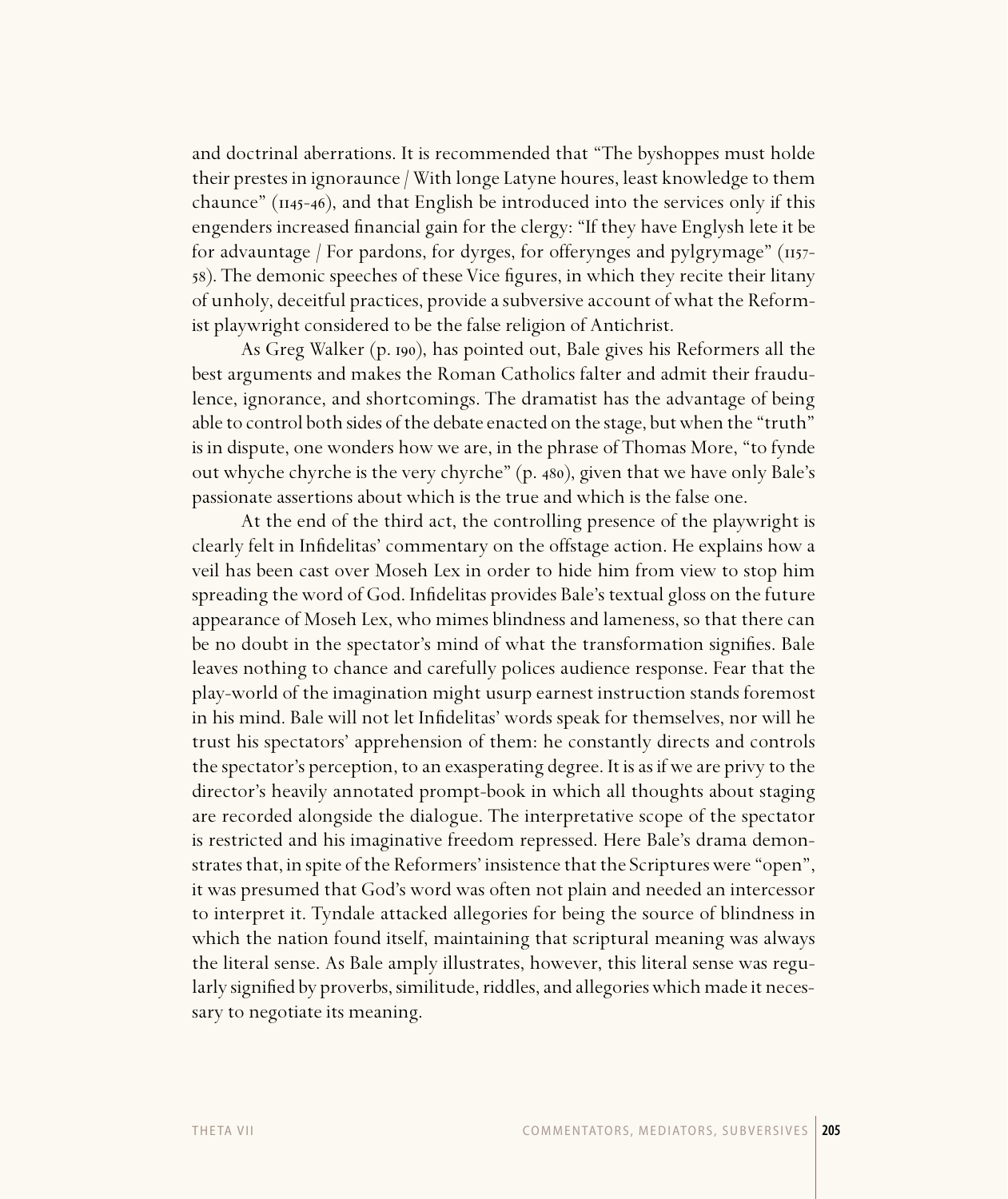and doctrinal aberrations. It is recommended that "The byshoppes must holde their prestes in ignoraunce / With longe Latyne houres, least knowledge to them chaunce" (1145-46), and that English be introduced into the services only if this engenders increased financial gain for the clergy: "If they have Englysh lete it be for advauntage / For pardons, for dyrges, for offerynges and pylgrymage" (1157-58). The demonic speeches of these Vice figures, in which they recite their litany of unholy, deceitful practices, provide a subversive account of what the Reformist playwright considered to be the false religion of Antichrist.

As Greg Walker (p. 190), has pointed out, Bale gives his Reformers all the best arguments and makes the Roman Catholics falter and admit their fraudulence, ignorance, and shortcomings. The dramatist has the advantage of being able to control both sides of the debate enacted on the stage, but when the "truth" is in dispute, one wonders how we are, in the phrase of Thomas More, "to fynde out whyche chyrche is the very chyrche" (p. 480), given that we have only Bale's passionate assertions about which is the true and which is the false one.

At the end of the third act, the controlling presence of the playwright is clearly felt in Infidelitas' commentary on the offstage action. He explains how a veil has been cast over Moseh Lex in order to hide him from view to stop him spreading the word of God. Infidelitas provides Bale's textual gloss on the future appearance of Moseh Lex, who mimes blindness and lameness, so that there can be no doubt in the spectator's mind of what the transformation signifies. Bale leaves nothing to chance and carefully polices audience response. Fear that the play-world of the imagination might usurp earnest instruction stands foremost in his mind. Bale will not let Infidelitas' words speak for themselves, nor will he trust his spectators' apprehension of them: he constantly directs and controls the spectator's perception, to an exasperating degree. It is as if we are privy to the director's heavily annotated prompt-book in which all thoughts about staging are recorded alongside the dialogue. The interpretative scope of the spectator is restricted and his imaginative freedom repressed. Here Bale's drama demonstrates that, in spite of the Reformers' insistence that the Scriptures were "open", it was presumed that God's word was often not plain and needed an intercessor to interpret it. Tyndale attacked allegories for being the source of blindness in which the nation found itself, maintaining that scriptural meaning was always the literal sense. As Bale amply illustrates, however, this literal sense was regularly signified by proverbs, similitude, riddles, and allegories which made it necessary to negotiate its meaning.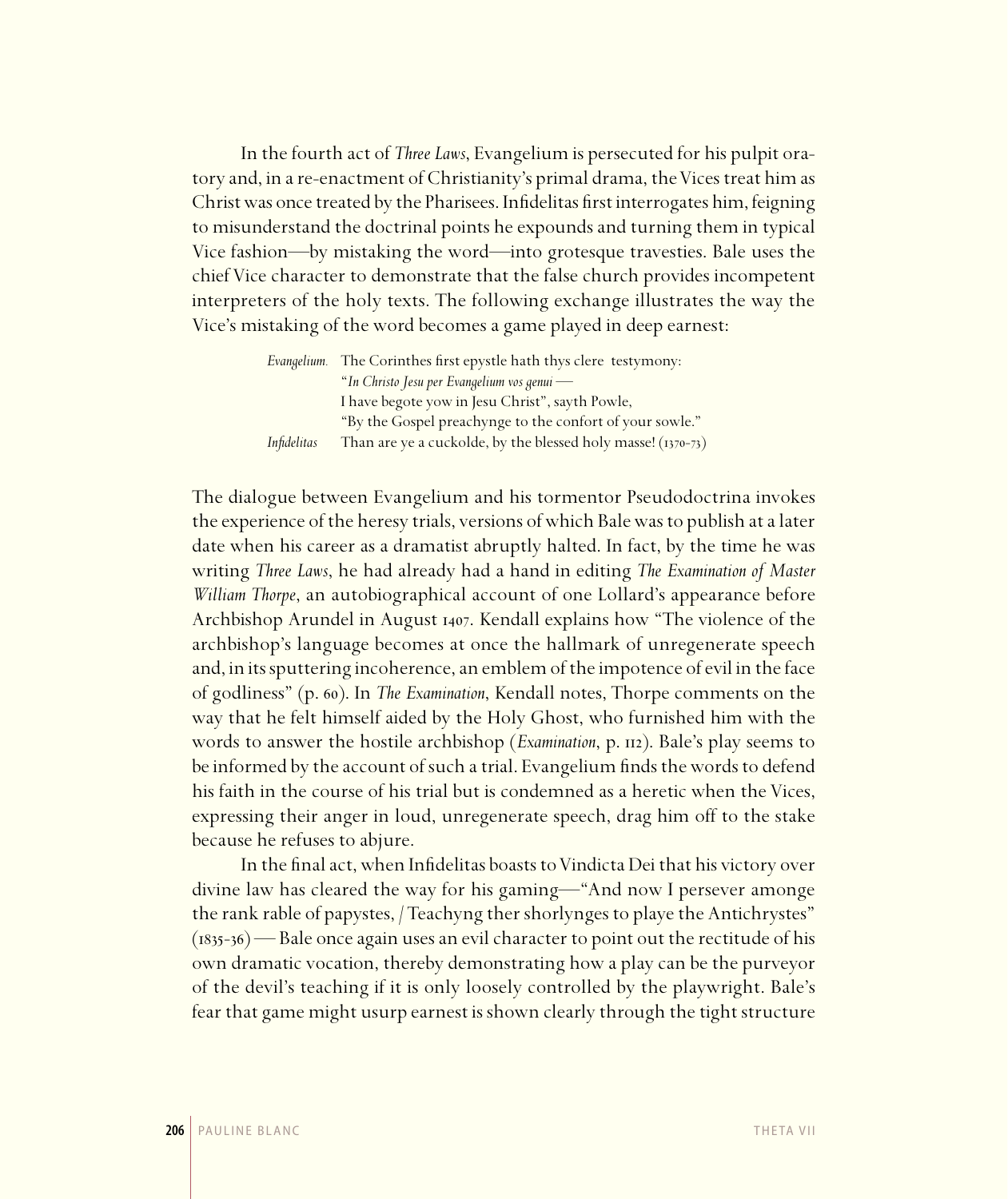In the fourth act of *Three Laws*, Evangelium is persecuted for his pulpit oratory and, in a re-enactment of Christianity's primal drama, the Vices treat him as Christ was once treated by the Pharisees. Infidelitas first interrogates him, feigning to misunderstand the doctrinal points he expounds and turning them in typical Vice fashion—by mistaking the word—into grotesque travesties. Bale uses the chief Vice character to demonstrate that the false church provides incompetent interpreters of the holy texts. The following exchange illustrates the way the Vice's mistaking of the word becomes a game played in deep earnest:

> *Evangelium.* The Corinthes first epystle hath thys clere testymony:
> "*In Christo Jesu per Evangelium vos genui* —
> I have begote yow in Jesu Christ", sayth Powle,
> "By the Gospel preachynge to the confort of your sowle."
> *Infidelitas* Than are ye a cuckolde, by the blessed holy masse! (1370-73)

The dialogue between Evangelium and his tormentor Pseudodoctrina invokes the experience of the heresy trials, versions of which Bale was to publish at a later date when his career as a dramatist abruptly halted. In fact, by the time he was writing *Three Laws*, he had already had a hand in editing *The Examination of Master William Thorpe*, an autobiographical account of one Lollard's appearance before Archbishop Arundel in August 1407. Kendall explains how "The violence of the archbishop's language becomes at once the hallmark of unregenerate speech and, in its sputtering incoherence, an emblem of the impotence of evil in the face of godliness" (p. 60). In *The Examination*, Kendall notes, Thorpe comments on the way that he felt himself aided by the Holy Ghost, who furnished him with the words to answer the hostile archbishop (*Examination*, p. 112). Bale's play seems to be informed by the account of such a trial. Evangelium finds the words to defend his faith in the course of his trial but is condemned as a heretic when the Vices, expressing their anger in loud, unregenerate speech, drag him off to the stake because he refuses to abjure.

In the final act, when Infidelitas boasts to Vindicta Dei that his victory over divine law has cleared the way for his gaming—"And now I persever amonge the rank rable of papystes, / Teachyng ther shorlynges to playe the Antichrystes" (1835-36) — Bale once again uses an evil character to point out the rectitude of his own dramatic vocation, thereby demonstrating how a play can be the purveyor of the devil's teaching if it is only loosely controlled by the playwright. Bale's fear that game might usurp earnest is shown clearly through the tight structure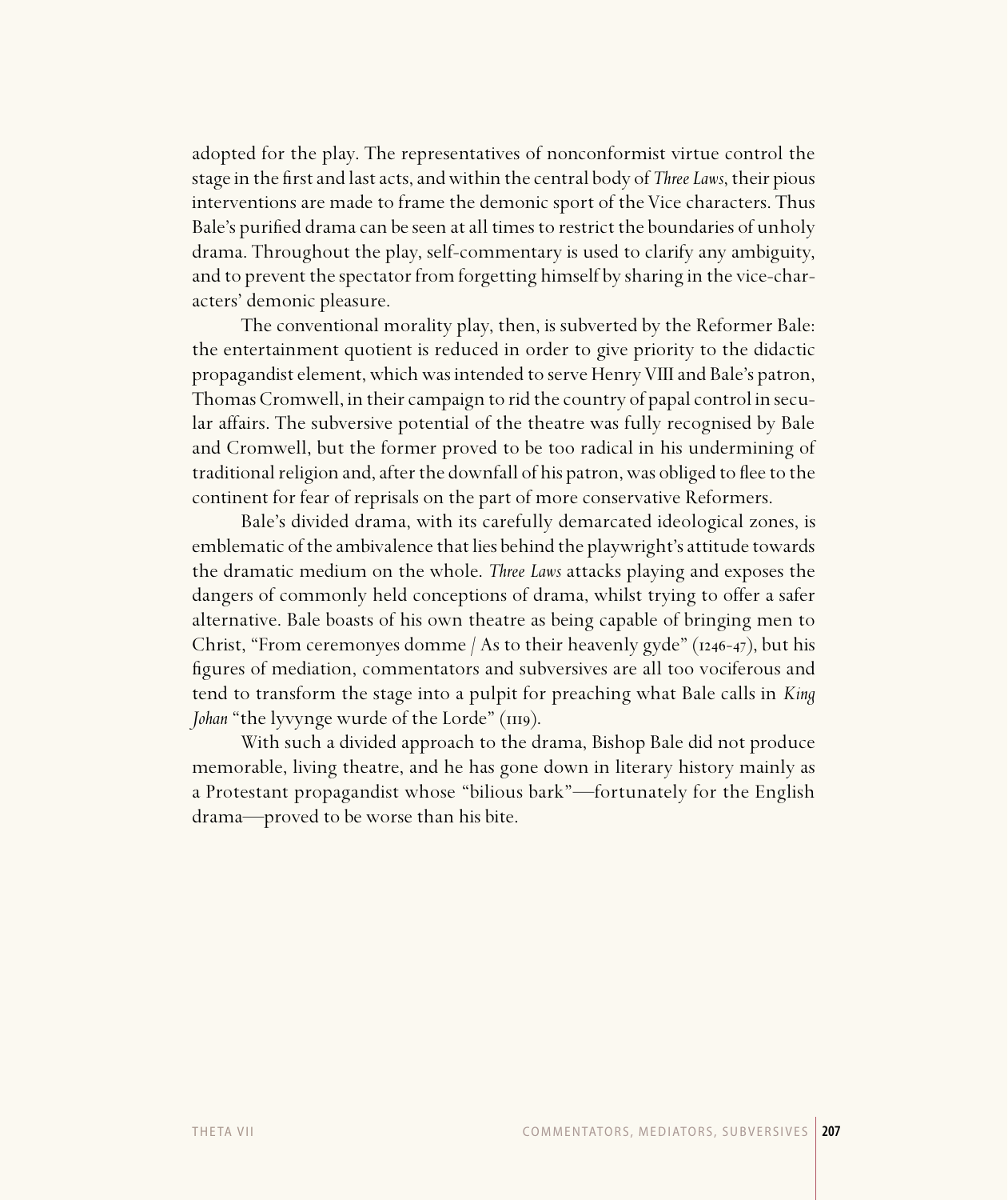adopted for the play. The representatives of nonconformist virtue control the stage in the first and last acts, and within the central body of *Three Laws*, their pious interventions are made to frame the demonic sport of the Vice characters. Thus Bale's purified drama can be seen at all times to restrict the boundaries of unholy drama. Throughout the play, self-commentary is used to clarify any ambiguity, and to prevent the spectator from forgetting himself by sharing in the vice-characters' demonic pleasure.

The conventional morality play, then, is subverted by the Reformer Bale: the entertainment quotient is reduced in order to give priority to the didactic propagandist element, which was intended to serve Henry VIII and Bale's patron, Thomas Cromwell, in their campaign to rid the country of papal control in secular affairs. The subversive potential of the theatre was fully recognised by Bale and Cromwell, but the former proved to be too radical in his undermining of traditional religion and, after the downfall of his patron, was obliged to flee to the continent for fear of reprisals on the part of more conservative Reformers.

Bale's divided drama, with its carefully demarcated ideological zones, is emblematic of the ambivalence that lies behind the playwright's attitude towards the dramatic medium on the whole. *Three Laws* attacks playing and exposes the dangers of commonly held conceptions of drama, whilst trying to offer a safer alternative. Bale boasts of his own theatre as being capable of bringing men to Christ, "From ceremonyes domme / As to their heavenly gyde" (1246-47), but his figures of mediation, commentators and subversives are all too vociferous and tend to transform the stage into a pulpit for preaching what Bale calls in *King Johan* "the lyvynge wurde of the Lorde" (1119).

With such a divided approach to the drama, Bishop Bale did not produce memorable, living theatre, and he has gone down in literary history mainly as a Protestant propagandist whose "bilious bark"—fortunately for the English drama—proved to be worse than his bite.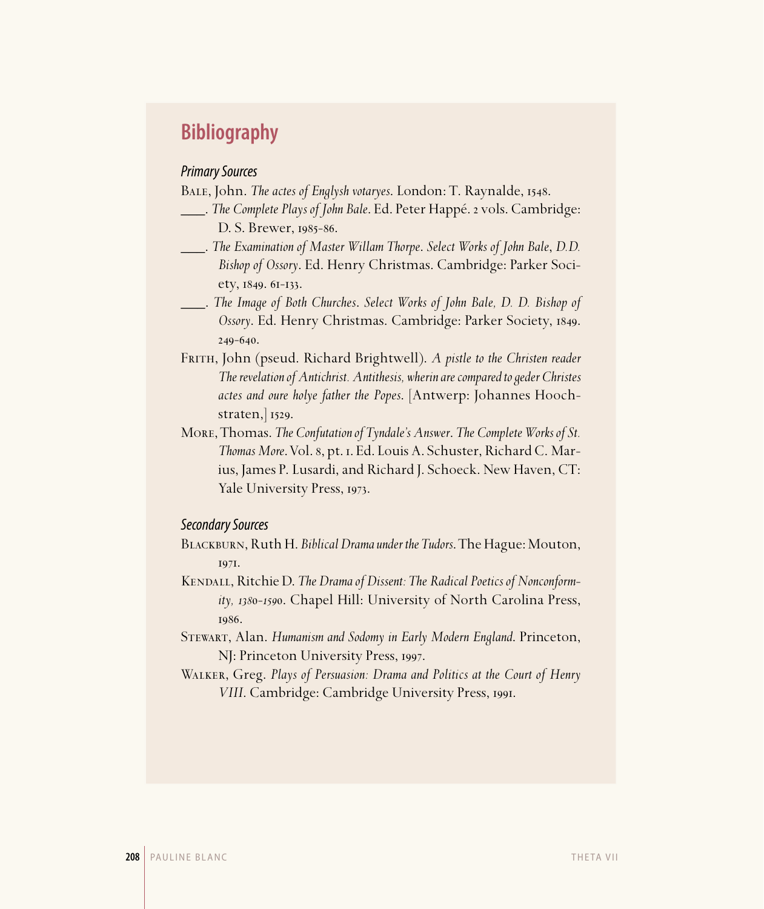# Bibliography

### *Primary Sources*

Bale, John. *The actes of Englysh votaryes*. London: T. Raynalde, 1548.

———. *The Complete Plays of John Bale*. Ed. Peter Happé. 2 vols. Cambridge: D. S. Brewer, 1985-86.

———. *The Examination of Master Willam Thorpe*. *Select Works of John Bale, D.D. Bishop of Ossory*. Ed. Henry Christmas. Cambridge: Parker Society, 1849. 61-133.

———. *The Image of Both Churches*. *Select Works of John Bale, D. D. Bishop of Ossory*. Ed. Henry Christmas. Cambridge: Parker Society, 1849. 249-640.

Frith, John (pseud. Richard Brightwell). *A pistle to the Christen reader The revelation of Antichrist. Antithesis, wherin are compared to geder Christes actes and oure holye father the Popes*. [Antwerp: Johannes Hoochstraten,] 1529.

More, Thomas. *The Confutation of Tyndale's Answer*. *The Complete Works of St. Thomas More*. Vol. 8, pt. 1. Ed. Louis A. Schuster, Richard C. Marius, James P. Lusardi, and Richard J. Schoeck. New Haven, CT: Yale University Press, 1973.

### *Secondary Sources*

Blackburn, Ruth H. *Biblical Drama under the Tudors*. The Hague: Mouton, 1971.

Kendall, Ritchie D. *The Drama of Dissent: The Radical Poetics of Nonconformity, 1380-1590*. Chapel Hill: University of North Carolina Press, 1986.

Stewart, Alan. *Humanism and Sodomy in Early Modern England*. Princeton, NJ: Princeton University Press, 1997.

Walker, Greg. *Plays of Persuasion: Drama and Politics at the Court of Henry VIII*. Cambridge: Cambridge University Press, 1991.